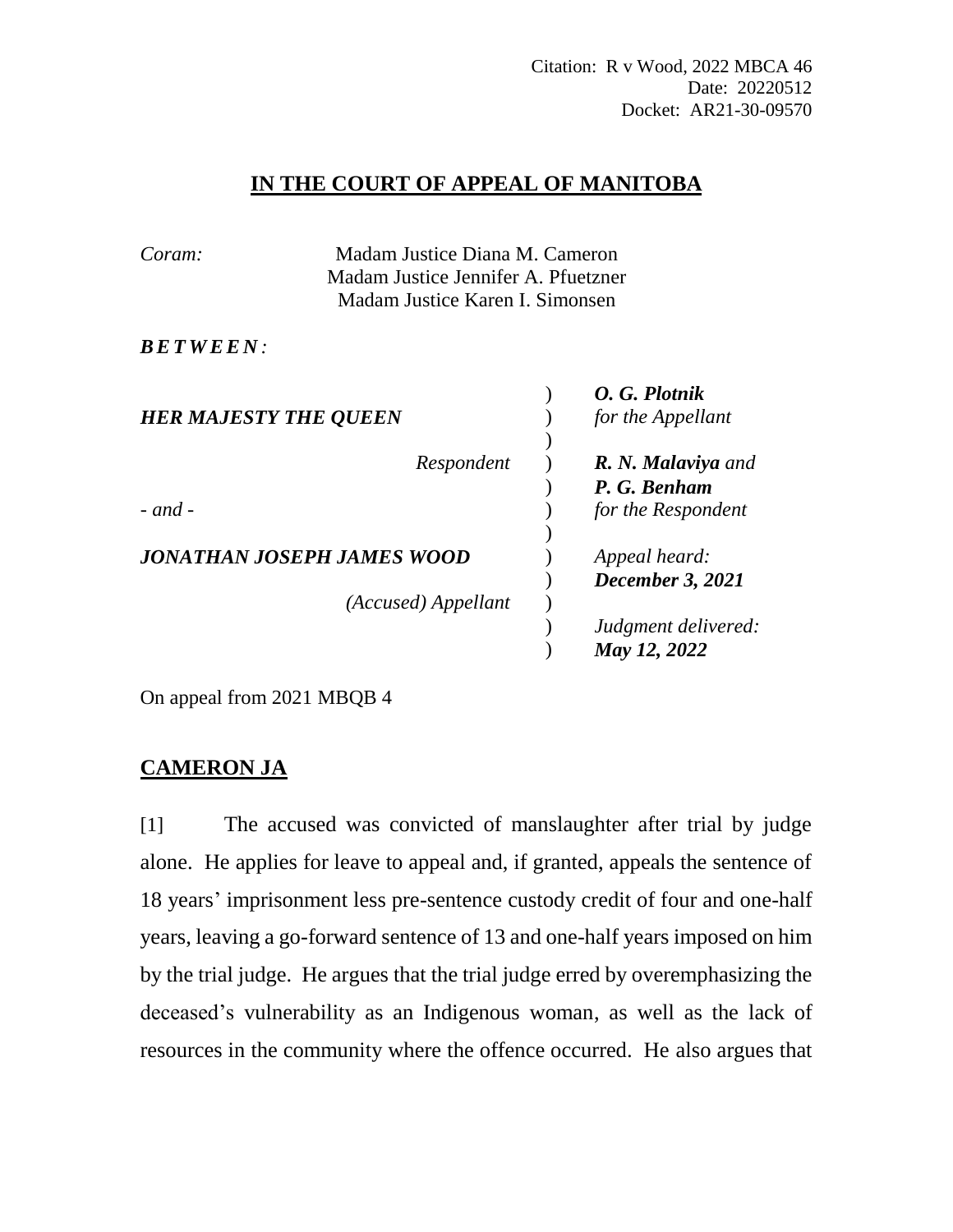Citation: R v Wood, 2022 MBCA 46
Date: 20220512
Docket: AR21-30-09570

# IN THE COURT OF APPEAL OF MANITOBA

*Coram:* Madam Justice Diana M. Cameron
Madam Justice Jennifer A. Pfuetzner
Madam Justice Karen I. Simonsen

***BETWEEN:***

| | |
|---|---|
| ***HER MAJESTY THE QUEEN*** | ***O. G. Plotnik*** *for the Appellant* |
| *Respondent* | ***R. N. Malaviya*** *and* ***P. G. Benham*** *for the Respondent* |
| *- and -* | |
| ***JONATHAN JOSEPH JAMES WOOD*** | *Appeal heard:* ***December 3, 2021*** |
| *(Accused) Appellant* | *Judgment delivered:* ***May 12, 2022*** |

On appeal from 2021 MBQB 4

## CAMERON JA

[1] The accused was convicted of manslaughter after trial by judge alone. He applies for leave to appeal and, if granted, appeals the sentence of 18 years' imprisonment less pre-sentence custody credit of four and one-half years, leaving a go-forward sentence of 13 and one-half years imposed on him by the trial judge. He argues that the trial judge erred by overemphasizing the deceased's vulnerability as an Indigenous woman, as well as the lack of resources in the community where the offence occurred. He also argues that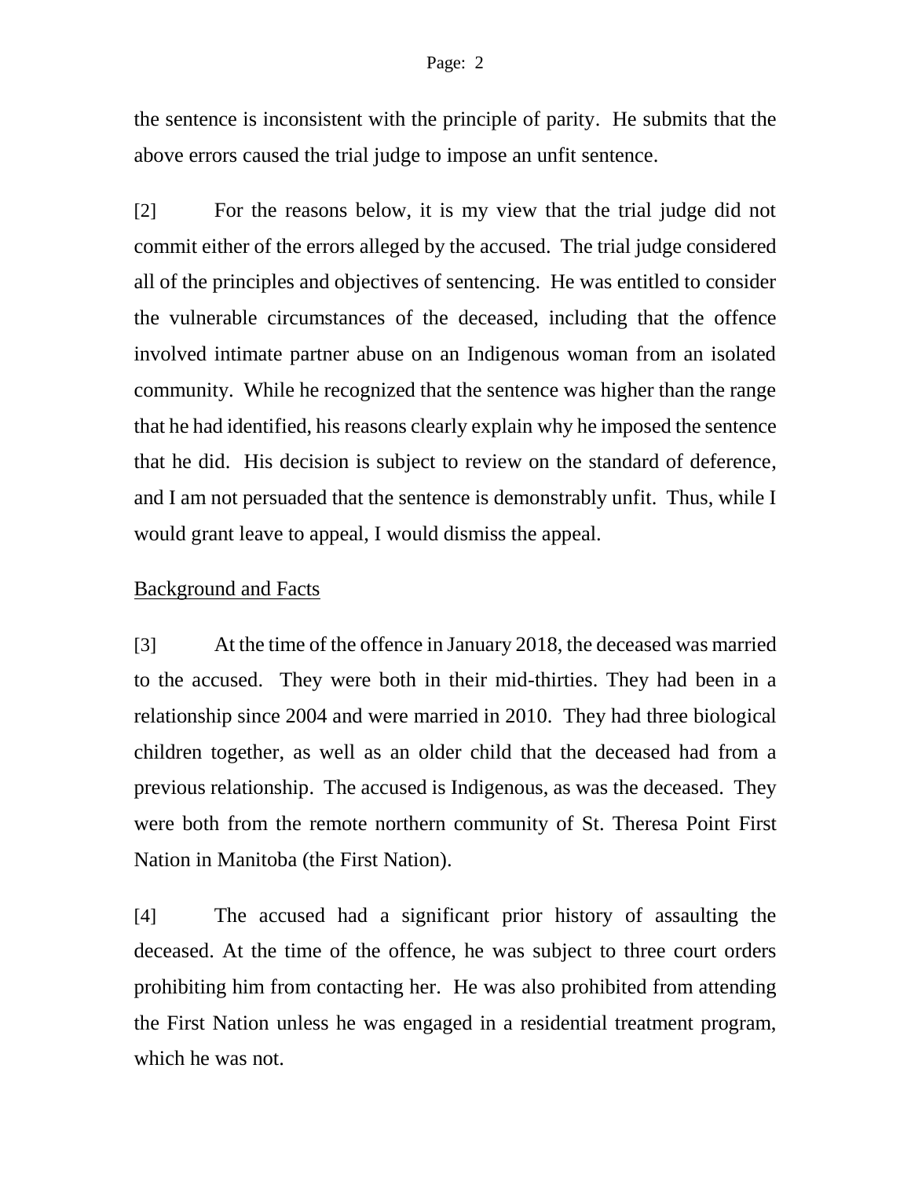the sentence is inconsistent with the principle of parity. He submits that the above errors caused the trial judge to impose an unfit sentence.

[2] For the reasons below, it is my view that the trial judge did not commit either of the errors alleged by the accused. The trial judge considered all of the principles and objectives of sentencing. He was entitled to consider the vulnerable circumstances of the deceased, including that the offence involved intimate partner abuse on an Indigenous woman from an isolated community. While he recognized that the sentence was higher than the range that he had identified, his reasons clearly explain why he imposed the sentence that he did. His decision is subject to review on the standard of deference, and I am not persuaded that the sentence is demonstrably unfit. Thus, while I would grant leave to appeal, I would dismiss the appeal.

<u>Background and Facts</u>

[3] At the time of the offence in January 2018, the deceased was married to the accused. They were both in their mid-thirties. They had been in a relationship since 2004 and were married in 2010. They had three biological children together, as well as an older child that the deceased had from a previous relationship. The accused is Indigenous, as was the deceased. They were both from the remote northern community of St. Theresa Point First Nation in Manitoba (the First Nation).

[4] The accused had a significant prior history of assaulting the deceased. At the time of the offence, he was subject to three court orders prohibiting him from contacting her. He was also prohibited from attending the First Nation unless he was engaged in a residential treatment program, which he was not.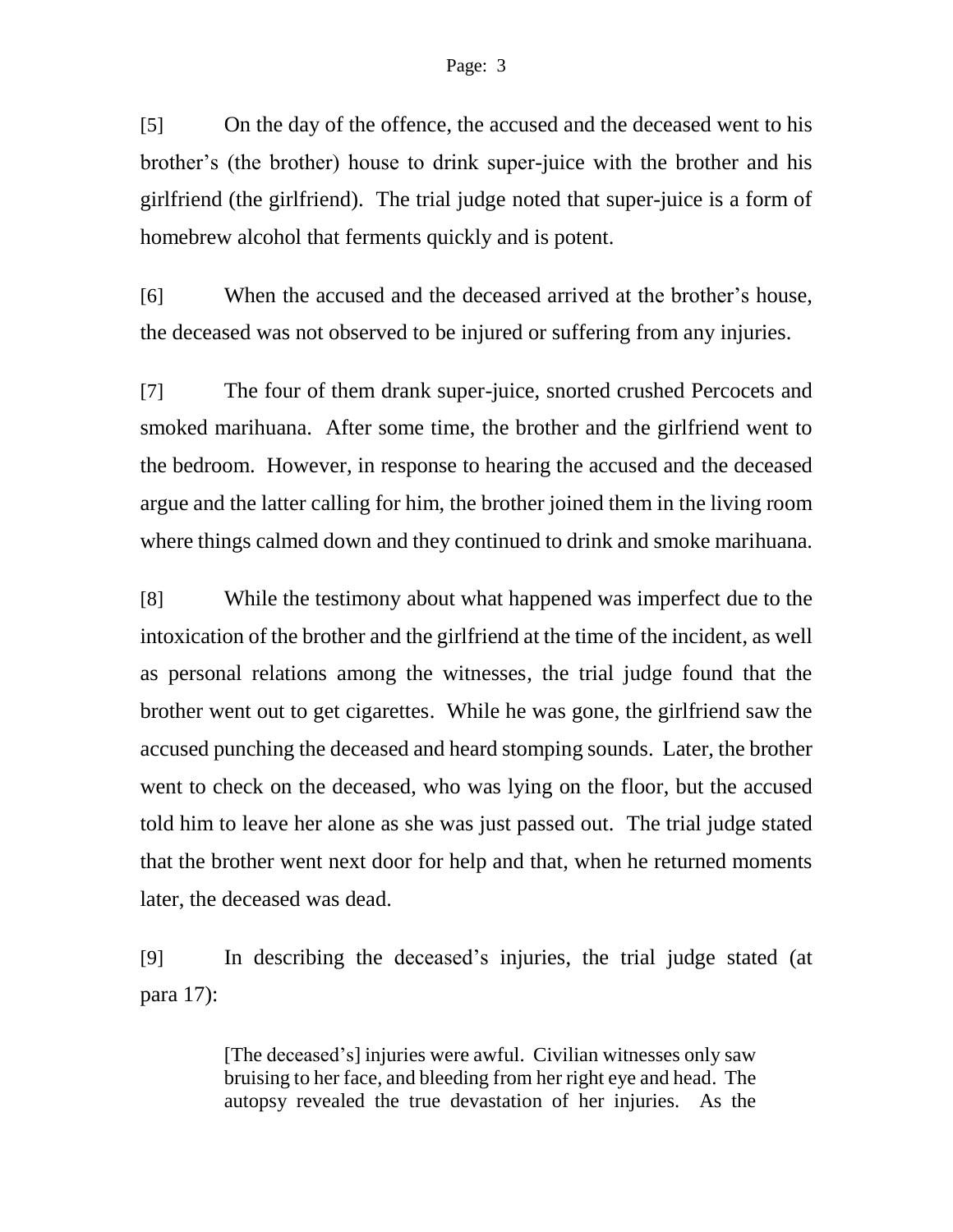[5] On the day of the offence, the accused and the deceased went to his brother's (the brother) house to drink super-juice with the brother and his girlfriend (the girlfriend). The trial judge noted that super-juice is a form of homebrew alcohol that ferments quickly and is potent.

[6] When the accused and the deceased arrived at the brother's house, the deceased was not observed to be injured or suffering from any injuries.

[7] The four of them drank super-juice, snorted crushed Percocets and smoked marihuana. After some time, the brother and the girlfriend went to the bedroom. However, in response to hearing the accused and the deceased argue and the latter calling for him, the brother joined them in the living room where things calmed down and they continued to drink and smoke marihuana.

[8] While the testimony about what happened was imperfect due to the intoxication of the brother and the girlfriend at the time of the incident, as well as personal relations among the witnesses, the trial judge found that the brother went out to get cigarettes. While he was gone, the girlfriend saw the accused punching the deceased and heard stomping sounds. Later, the brother went to check on the deceased, who was lying on the floor, but the accused told him to leave her alone as she was just passed out. The trial judge stated that the brother went next door for help and that, when he returned moments later, the deceased was dead.

[9] In describing the deceased's injuries, the trial judge stated (at para 17):

> [The deceased's] injuries were awful. Civilian witnesses only saw bruising to her face, and bleeding from her right eye and head. The autopsy revealed the true devastation of her injuries. As the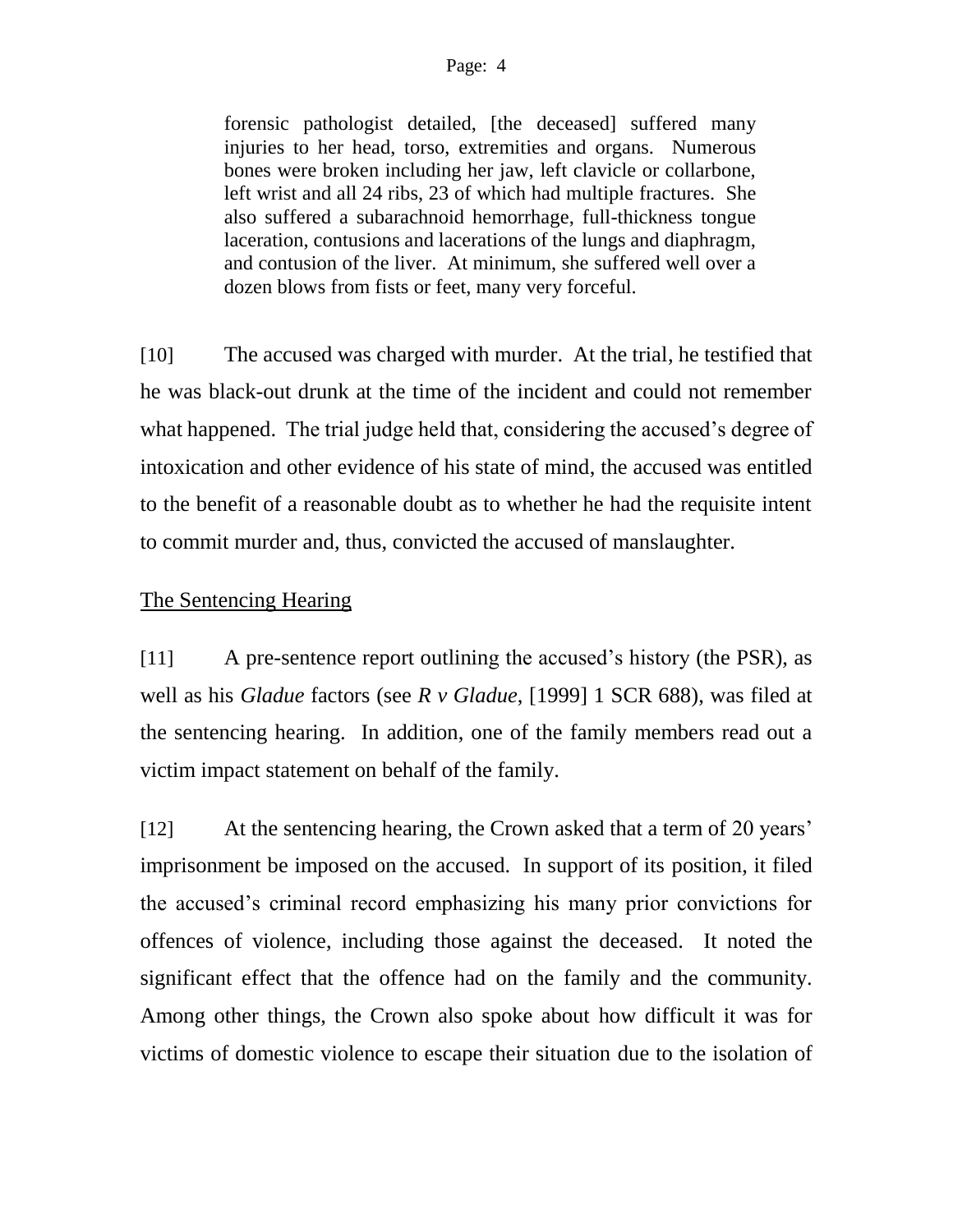> forensic pathologist detailed, [the deceased] suffered many injuries to her head, torso, extremities and organs. Numerous bones were broken including her jaw, left clavicle or collarbone, left wrist and all 24 ribs, 23 of which had multiple fractures. She also suffered a subarachnoid hemorrhage, full-thickness tongue laceration, contusions and lacerations of the lungs and diaphragm, and contusion of the liver. At minimum, she suffered well over a dozen blows from fists or feet, many very forceful.

[10] The accused was charged with murder. At the trial, he testified that he was black-out drunk at the time of the incident and could not remember what happened. The trial judge held that, considering the accused's degree of intoxication and other evidence of his state of mind, the accused was entitled to the benefit of a reasonable doubt as to whether he had the requisite intent to commit murder and, thus, convicted the accused of manslaughter.

## The Sentencing Hearing

[11] A pre-sentence report outlining the accused's history (the PSR), as well as his *Gladue* factors (see *R v Gladue*, [1999] 1 SCR 688), was filed at the sentencing hearing. In addition, one of the family members read out a victim impact statement on behalf of the family.

[12] At the sentencing hearing, the Crown asked that a term of 20 years' imprisonment be imposed on the accused. In support of its position, it filed the accused's criminal record emphasizing his many prior convictions for offences of violence, including those against the deceased. It noted the significant effect that the offence had on the family and the community. Among other things, the Crown also spoke about how difficult it was for victims of domestic violence to escape their situation due to the isolation of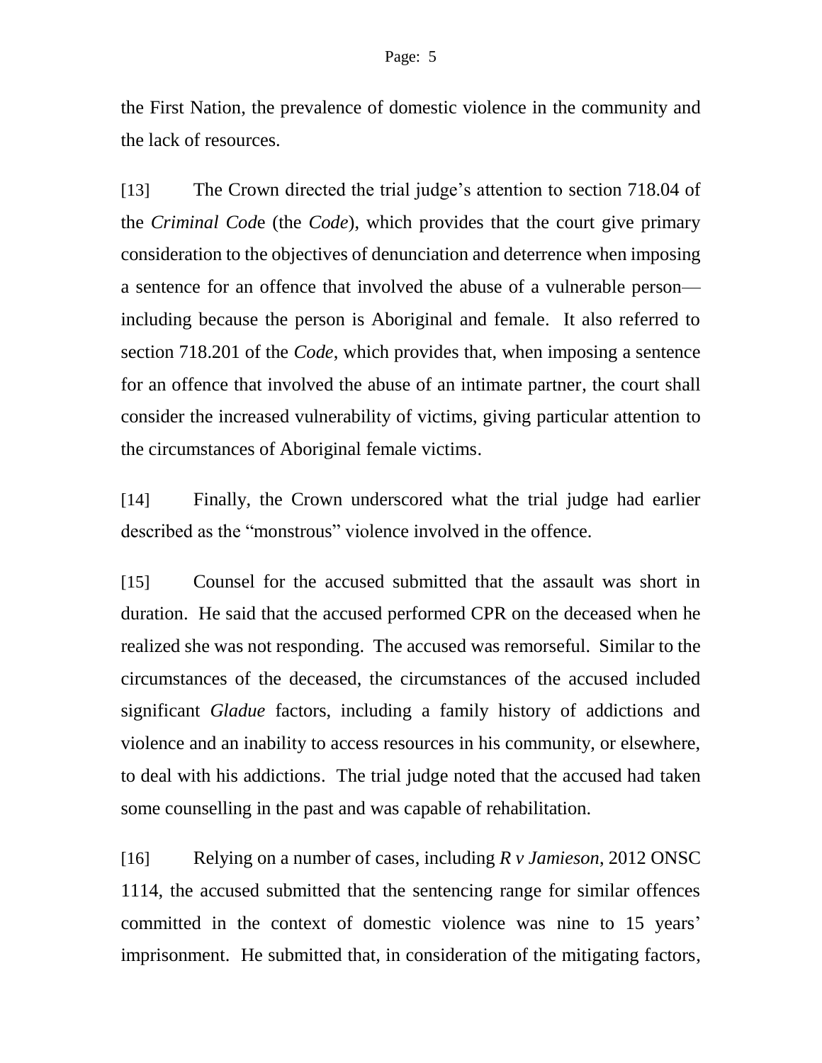the First Nation, the prevalence of domestic violence in the community and the lack of resources.

[13] The Crown directed the trial judge's attention to section 718.04 of the *Criminal Code* (the *Code*), which provides that the court give primary consideration to the objectives of denunciation and deterrence when imposing a sentence for an offence that involved the abuse of a vulnerable person—including because the person is Aboriginal and female. It also referred to section 718.201 of the *Code*, which provides that, when imposing a sentence for an offence that involved the abuse of an intimate partner, the court shall consider the increased vulnerability of victims, giving particular attention to the circumstances of Aboriginal female victims.

[14] Finally, the Crown underscored what the trial judge had earlier described as the "monstrous" violence involved in the offence.

[15] Counsel for the accused submitted that the assault was short in duration. He said that the accused performed CPR on the deceased when he realized she was not responding. The accused was remorseful. Similar to the circumstances of the deceased, the circumstances of the accused included significant *Gladue* factors, including a family history of addictions and violence and an inability to access resources in his community, or elsewhere, to deal with his addictions. The trial judge noted that the accused had taken some counselling in the past and was capable of rehabilitation.

[16] Relying on a number of cases, including *R v Jamieson*, 2012 ONSC 1114, the accused submitted that the sentencing range for similar offences committed in the context of domestic violence was nine to 15 years' imprisonment. He submitted that, in consideration of the mitigating factors,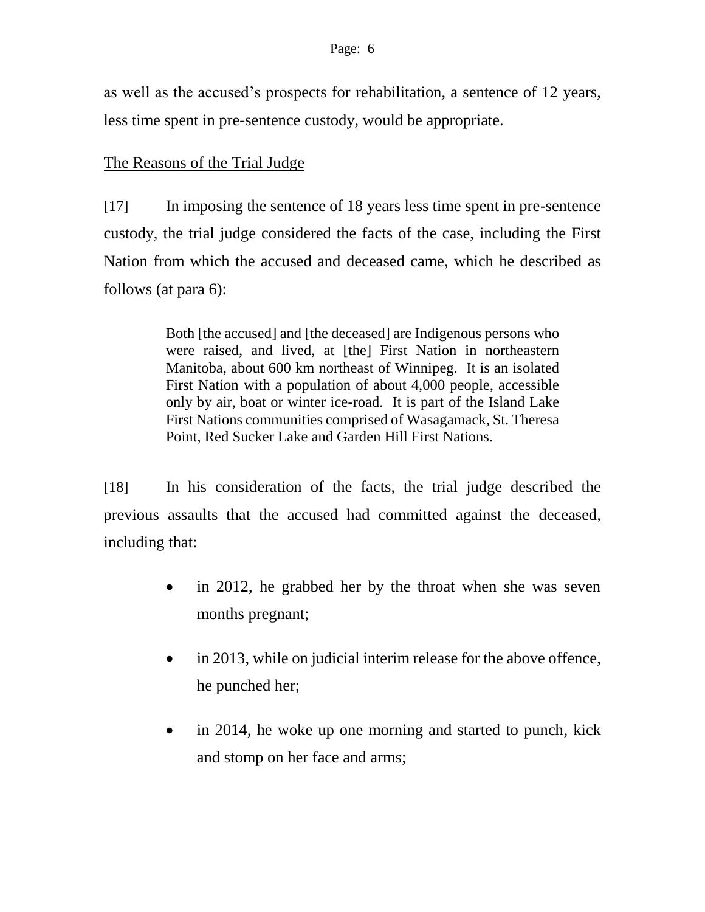as well as the accused's prospects for rehabilitation, a sentence of 12 years, less time spent in pre-sentence custody, would be appropriate.

## The Reasons of the Trial Judge

[17] In imposing the sentence of 18 years less time spent in pre-sentence custody, the trial judge considered the facts of the case, including the First Nation from which the accused and deceased came, which he described as follows (at para 6):

> Both [the accused] and [the deceased] are Indigenous persons who were raised, and lived, at [the] First Nation in northeastern Manitoba, about 600 km northeast of Winnipeg. It is an isolated First Nation with a population of about 4,000 people, accessible only by air, boat or winter ice-road. It is part of the Island Lake First Nations communities comprised of Wasagamack, St. Theresa Point, Red Sucker Lake and Garden Hill First Nations.

[18] In his consideration of the facts, the trial judge described the previous assaults that the accused had committed against the deceased, including that:

- in 2012, he grabbed her by the throat when she was seven months pregnant;
- in 2013, while on judicial interim release for the above offence, he punched her;
- in 2014, he woke up one morning and started to punch, kick and stomp on her face and arms;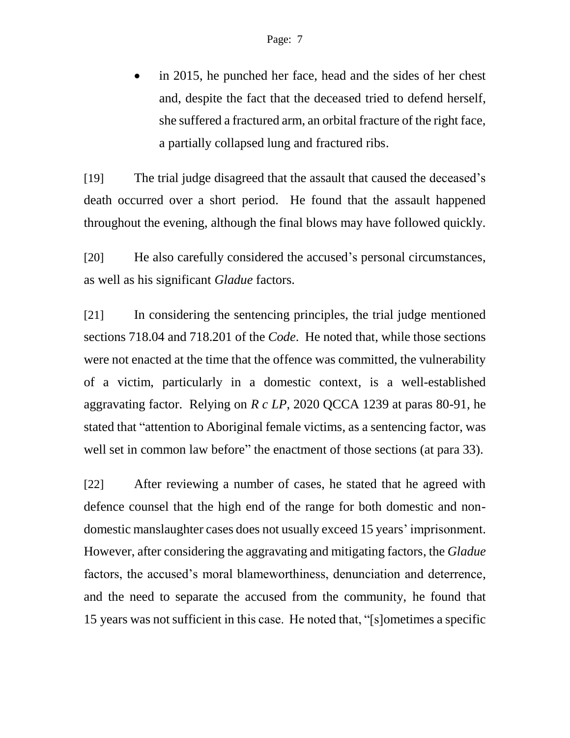- in 2015, he punched her face, head and the sides of her chest and, despite the fact that the deceased tried to defend herself, she suffered a fractured arm, an orbital fracture of the right face, a partially collapsed lung and fractured ribs.

[19] The trial judge disagreed that the assault that caused the deceased's death occurred over a short period. He found that the assault happened throughout the evening, although the final blows may have followed quickly.

[20] He also carefully considered the accused's personal circumstances, as well as his significant *Gladue* factors.

[21] In considering the sentencing principles, the trial judge mentioned sections 718.04 and 718.201 of the *Code*. He noted that, while those sections were not enacted at the time that the offence was committed, the vulnerability of a victim, particularly in a domestic context, is a well-established aggravating factor. Relying on *R c LP*, 2020 QCCA 1239 at paras 80-91, he stated that "attention to Aboriginal female victims, as a sentencing factor, was well set in common law before" the enactment of those sections (at para 33).

[22] After reviewing a number of cases, he stated that he agreed with defence counsel that the high end of the range for both domestic and non-domestic manslaughter cases does not usually exceed 15 years' imprisonment. However, after considering the aggravating and mitigating factors, the *Gladue* factors, the accused's moral blameworthiness, denunciation and deterrence, and the need to separate the accused from the community, he found that 15 years was not sufficient in this case. He noted that, "[s]ometimes a specific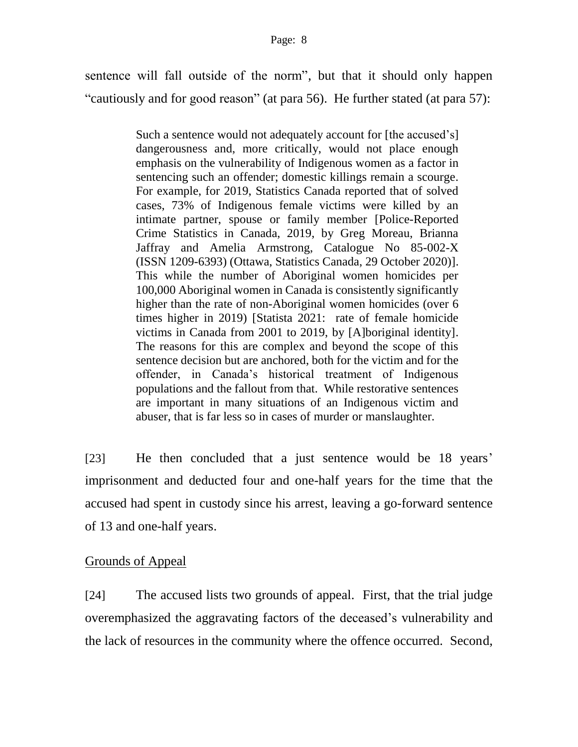sentence will fall outside of the norm", but that it should only happen "cautiously and for good reason" (at para 56). He further stated (at para 57):

> Such a sentence would not adequately account for [the accused's] dangerousness and, more critically, would not place enough emphasis on the vulnerability of Indigenous women as a factor in sentencing such an offender; domestic killings remain a scourge. For example, for 2019, Statistics Canada reported that of solved cases, 73% of Indigenous female victims were killed by an intimate partner, spouse or family member [Police-Reported Crime Statistics in Canada, 2019, by Greg Moreau, Brianna Jaffray and Amelia Armstrong, Catalogue No 85-002-X (ISSN 1209-6393) (Ottawa, Statistics Canada, 29 October 2020)]. This while the number of Aboriginal women homicides per 100,000 Aboriginal women in Canada is consistently significantly higher than the rate of non-Aboriginal women homicides (over 6 times higher in 2019) [Statista 2021: rate of female homicide victims in Canada from 2001 to 2019, by [A]boriginal identity]. The reasons for this are complex and beyond the scope of this sentence decision but are anchored, both for the victim and for the offender, in Canada's historical treatment of Indigenous populations and the fallout from that. While restorative sentences are important in many situations of an Indigenous victim and abuser, that is far less so in cases of murder or manslaughter.

[23] He then concluded that a just sentence would be 18 years' imprisonment and deducted four and one-half years for the time that the accused had spent in custody since his arrest, leaving a go-forward sentence of 13 and one-half years.

## Grounds of Appeal

[24] The accused lists two grounds of appeal. First, that the trial judge overemphasized the aggravating factors of the deceased's vulnerability and the lack of resources in the community where the offence occurred. Second,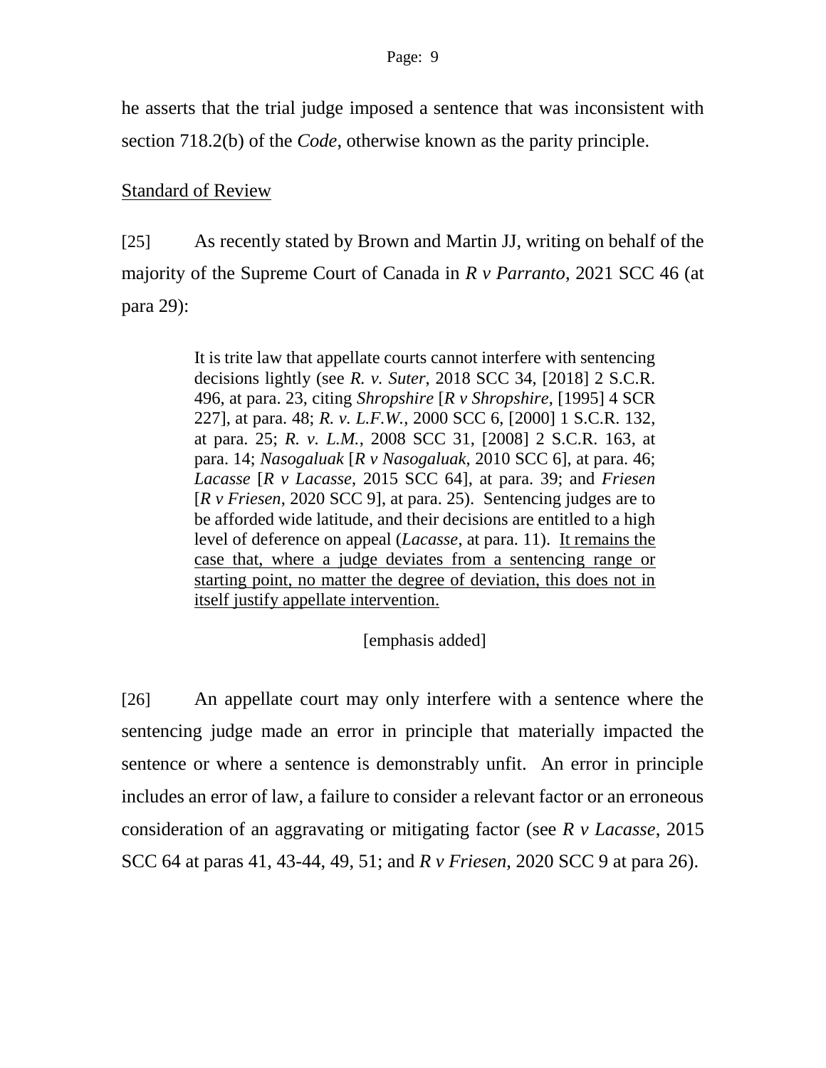he asserts that the trial judge imposed a sentence that was inconsistent with section 718.2(b) of the *Code*, otherwise known as the parity principle.

<u>Standard of Review</u>

[25] As recently stated by Brown and Martin JJ, writing on behalf of the majority of the Supreme Court of Canada in *R v Parranto*, 2021 SCC 46 (at para 29):

> It is trite law that appellate courts cannot interfere with sentencing decisions lightly (see *R. v. Suter*, 2018 SCC 34, [2018] 2 S.C.R. 496, at para. 23, citing *Shropshire* [*R v Shropshire*, [1995] 4 SCR 227], at para. 48; *R. v. L.F.W.*, 2000 SCC 6, [2000] 1 S.C.R. 132, at para. 25; *R. v. L.M.*, 2008 SCC 31, [2008] 2 S.C.R. 163, at para. 14; *Nasogaluak* [*R v Nasogaluak*, 2010 SCC 6], at para. 46; *Lacasse* [*R v Lacasse*, 2015 SCC 64], at para. 39; and *Friesen* [*R v Friesen*, 2020 SCC 9], at para. 25). Sentencing judges are to be afforded wide latitude, and their decisions are entitled to a high level of deference on appeal (*Lacasse*, at para. 11). <u>It remains the case that, where a judge deviates from a sentencing range or starting point, no matter the degree of deviation, this does not in itself justify appellate intervention.</u>
>
> [emphasis added]

[26] An appellate court may only interfere with a sentence where the sentencing judge made an error in principle that materially impacted the sentence or where a sentence is demonstrably unfit. An error in principle includes an error of law, a failure to consider a relevant factor or an erroneous consideration of an aggravating or mitigating factor (see *R v Lacasse*, 2015 SCC 64 at paras 41, 43-44, 49, 51; and *R v Friesen*, 2020 SCC 9 at para 26).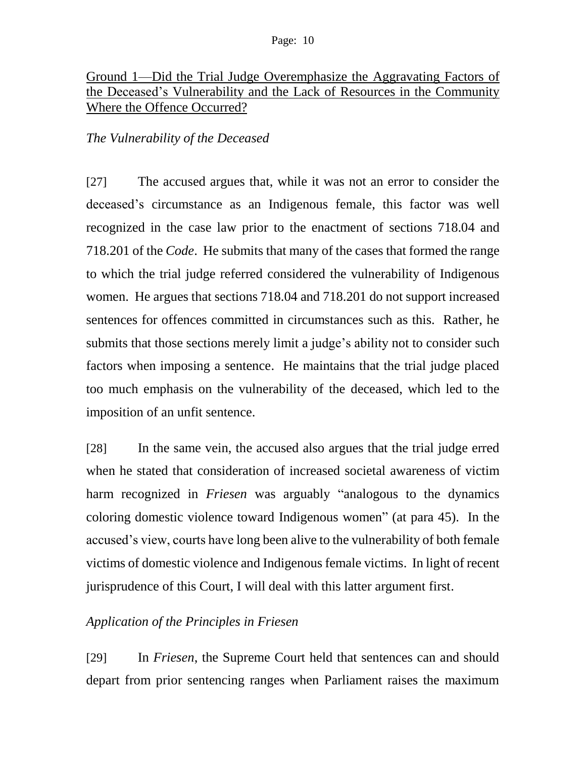## Ground 1—Did the Trial Judge Overemphasize the Aggravating Factors of the Deceased's Vulnerability and the Lack of Resources in the Community Where the Offence Occurred?

### *The Vulnerability of the Deceased*

[27] The accused argues that, while it was not an error to consider the deceased's circumstance as an Indigenous female, this factor was well recognized in the case law prior to the enactment of sections 718.04 and 718.201 of the *Code*. He submits that many of the cases that formed the range to which the trial judge referred considered the vulnerability of Indigenous women. He argues that sections 718.04 and 718.201 do not support increased sentences for offences committed in circumstances such as this. Rather, he submits that those sections merely limit a judge's ability not to consider such factors when imposing a sentence. He maintains that the trial judge placed too much emphasis on the vulnerability of the deceased, which led to the imposition of an unfit sentence.

[28] In the same vein, the accused also argues that the trial judge erred when he stated that consideration of increased societal awareness of victim harm recognized in *Friesen* was arguably "analogous to the dynamics coloring domestic violence toward Indigenous women" (at para 45). In the accused's view, courts have long been alive to the vulnerability of both female victims of domestic violence and Indigenous female victims. In light of recent jurisprudence of this Court, I will deal with this latter argument first.

### *Application of the Principles in Friesen*

[29] In *Friesen*, the Supreme Court held that sentences can and should depart from prior sentencing ranges when Parliament raises the maximum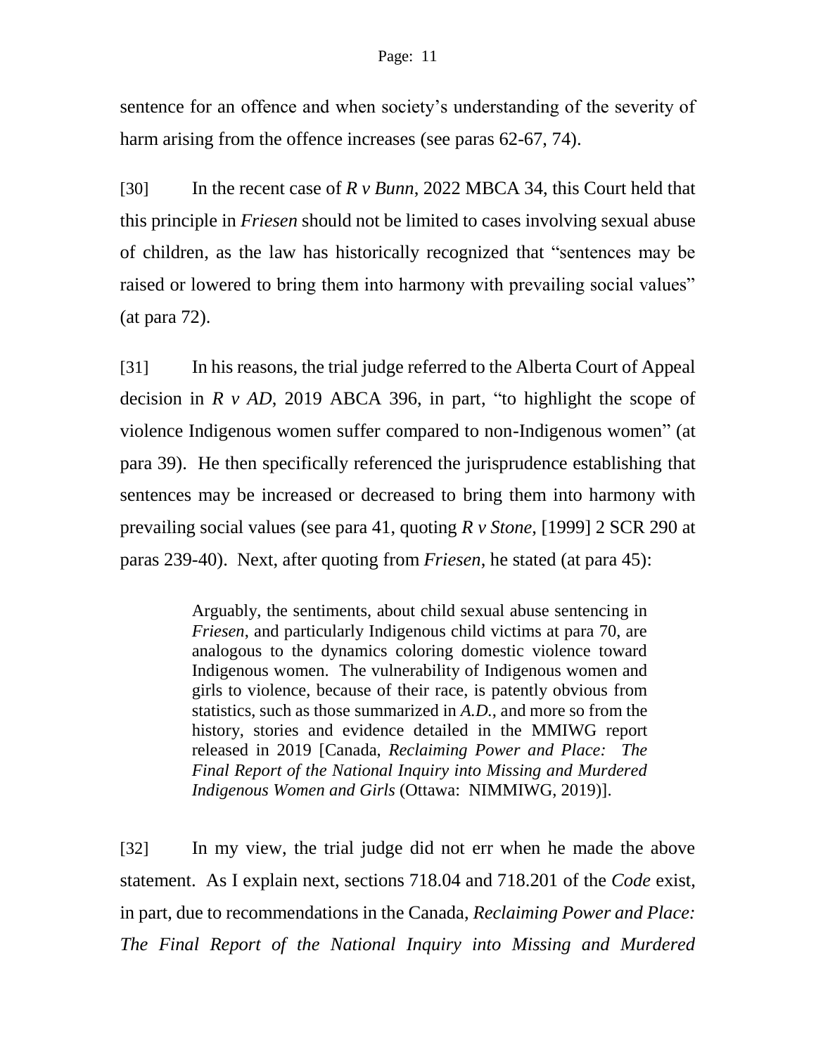sentence for an offence and when society's understanding of the severity of harm arising from the offence increases (see paras 62-67, 74).

[30] In the recent case of *R v Bunn*, 2022 MBCA 34, this Court held that this principle in *Friesen* should not be limited to cases involving sexual abuse of children, as the law has historically recognized that "sentences may be raised or lowered to bring them into harmony with prevailing social values" (at para 72).

[31] In his reasons, the trial judge referred to the Alberta Court of Appeal decision in *R v AD*, 2019 ABCA 396, in part, "to highlight the scope of violence Indigenous women suffer compared to non-Indigenous women" (at para 39). He then specifically referenced the jurisprudence establishing that sentences may be increased or decreased to bring them into harmony with prevailing social values (see para 41, quoting *R v Stone*, [1999] 2 SCR 290 at paras 239-40). Next, after quoting from *Friesen*, he stated (at para 45):

> Arguably, the sentiments, about child sexual abuse sentencing in *Friesen*, and particularly Indigenous child victims at para 70, are analogous to the dynamics coloring domestic violence toward Indigenous women. The vulnerability of Indigenous women and girls to violence, because of their race, is patently obvious from statistics, such as those summarized in *A.D.*, and more so from the history, stories and evidence detailed in the MMIWG report released in 2019 [Canada, *Reclaiming Power and Place: The Final Report of the National Inquiry into Missing and Murdered Indigenous Women and Girls* (Ottawa: NIMMIWG, 2019)].

[32] In my view, the trial judge did not err when he made the above statement. As I explain next, sections 718.04 and 718.201 of the *Code* exist, in part, due to recommendations in the Canada, *Reclaiming Power and Place: The Final Report of the National Inquiry into Missing and Murdered*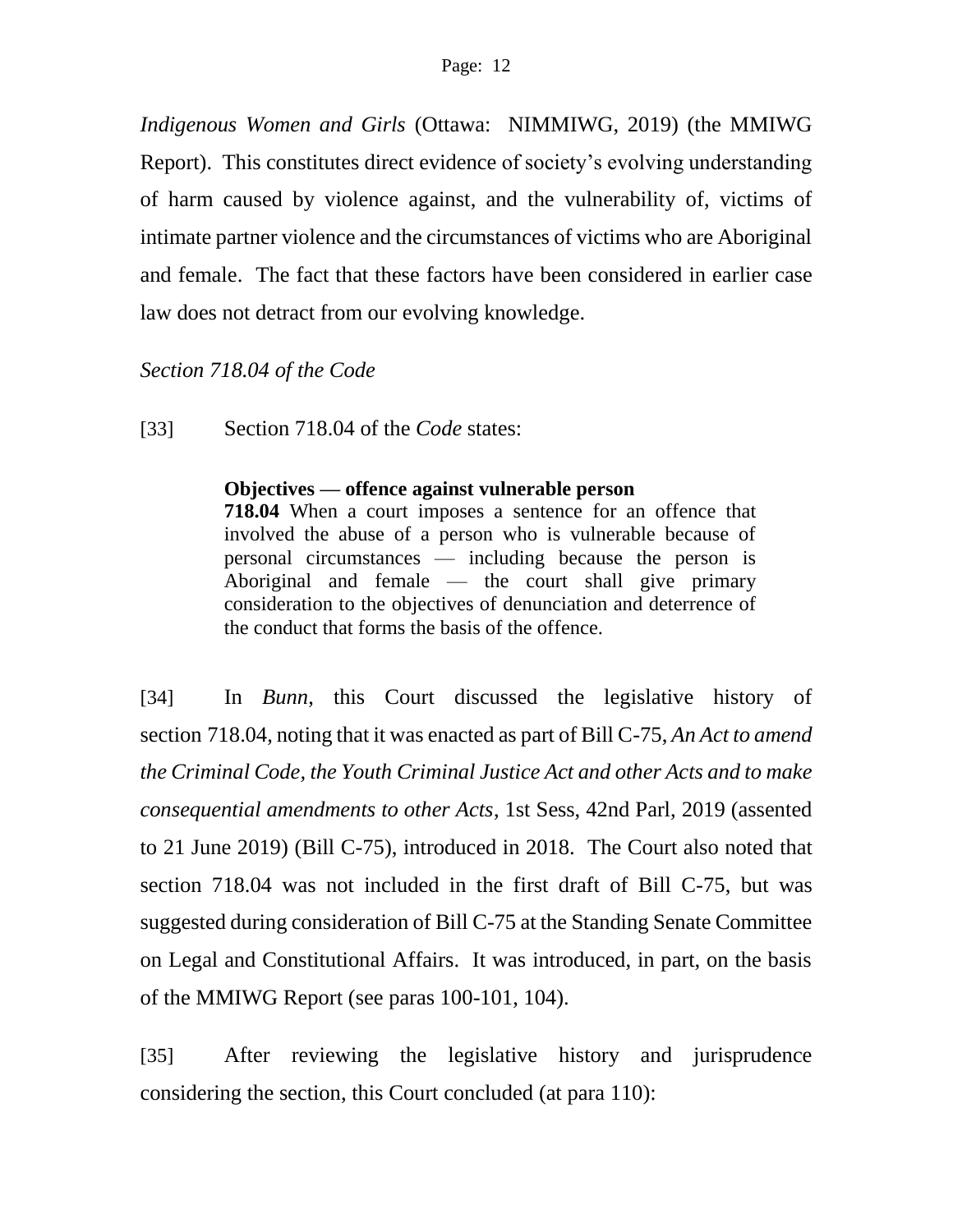*Indigenous Women and Girls* (Ottawa: NIMMIWG, 2019) (the MMIWG Report). This constitutes direct evidence of society's evolving understanding of harm caused by violence against, and the vulnerability of, victims of intimate partner violence and the circumstances of victims who are Aboriginal and female. The fact that these factors have been considered in earlier case law does not detract from our evolving knowledge.

*Section 718.04 of the Code*

[33] Section 718.04 of the *Code* states:

> **Objectives — offence against vulnerable person**
> **718.04** When a court imposes a sentence for an offence that involved the abuse of a person who is vulnerable because of personal circumstances — including because the person is Aboriginal and female — the court shall give primary consideration to the objectives of denunciation and deterrence of the conduct that forms the basis of the offence.

[34] In *Bunn*, this Court discussed the legislative history of section 718.04, noting that it was enacted as part of Bill C-75, *An Act to amend the Criminal Code, the Youth Criminal Justice Act and other Acts and to make consequential amendments to other Acts*, 1st Sess, 42nd Parl, 2019 (assented to 21 June 2019) (Bill C-75), introduced in 2018. The Court also noted that section 718.04 was not included in the first draft of Bill C-75, but was suggested during consideration of Bill C-75 at the Standing Senate Committee on Legal and Constitutional Affairs. It was introduced, in part, on the basis of the MMIWG Report (see paras 100-101, 104).

[35] After reviewing the legislative history and jurisprudence considering the section, this Court concluded (at para 110):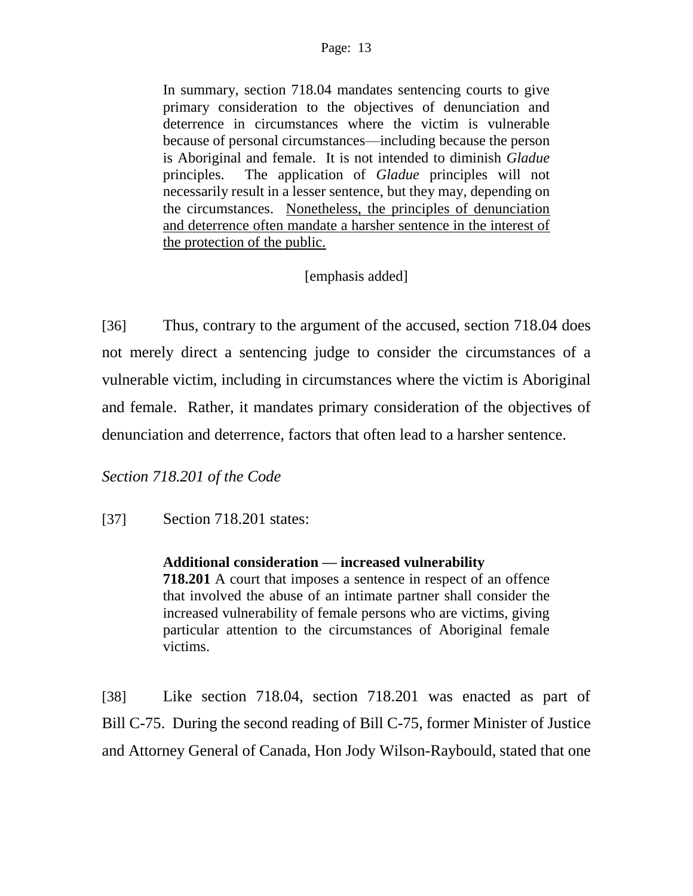> In summary, section 718.04 mandates sentencing courts to give primary consideration to the objectives of denunciation and deterrence in circumstances where the victim is vulnerable because of personal circumstances—including because the person is Aboriginal and female. It is not intended to diminish *Gladue* principles. The application of *Gladue* principles will not necessarily result in a lesser sentence, but they may, depending on the circumstances. <u>Nonetheless, the principles of denunciation and deterrence often mandate a harsher sentence in the interest of the protection of the public.</u>
>
> [emphasis added]

[36] Thus, contrary to the argument of the accused, section 718.04 does not merely direct a sentencing judge to consider the circumstances of a vulnerable victim, including in circumstances where the victim is Aboriginal and female. Rather, it mandates primary consideration of the objectives of denunciation and deterrence, factors that often lead to a harsher sentence.

*Section 718.201 of the Code*

[37] Section 718.201 states:

> **Additional consideration — increased vulnerability**
> **718.201** A court that imposes a sentence in respect of an offence that involved the abuse of an intimate partner shall consider the increased vulnerability of female persons who are victims, giving particular attention to the circumstances of Aboriginal female victims.

[38] Like section 718.04, section 718.201 was enacted as part of Bill C-75. During the second reading of Bill C-75, former Minister of Justice and Attorney General of Canada, Hon Jody Wilson-Raybould, stated that one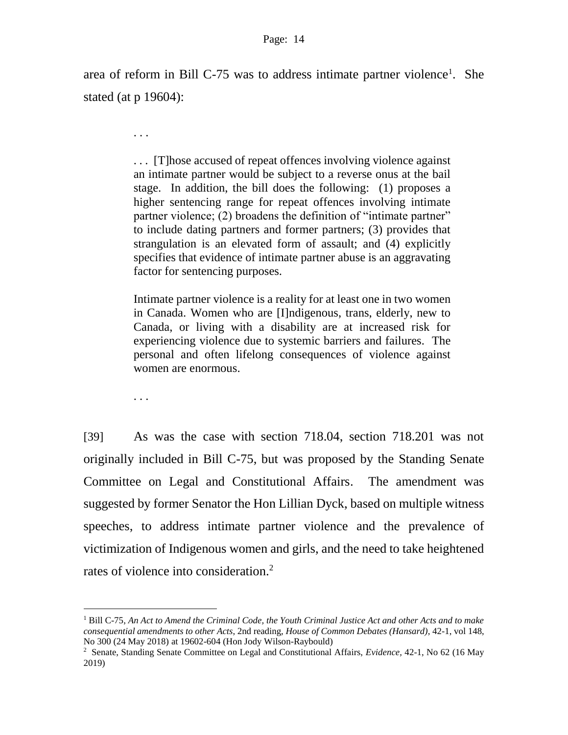area of reform in Bill C-75 was to address intimate partner violence[1]. She stated (at p 19604):

> . . .
>
> . . . [T]hose accused of repeat offences involving violence against an intimate partner would be subject to a reverse onus at the bail stage. In addition, the bill does the following: (1) proposes a higher sentencing range for repeat offences involving intimate partner violence; (2) broadens the definition of "intimate partner" to include dating partners and former partners; (3) provides that strangulation is an elevated form of assault; and (4) explicitly specifies that evidence of intimate partner abuse is an aggravating factor for sentencing purposes.
>
> Intimate partner violence is a reality for at least one in two women in Canada. Women who are [I]ndigenous, trans, elderly, new to Canada, or living with a disability are at increased risk for experiencing violence due to systemic barriers and failures. The personal and often lifelong consequences of violence against women are enormous.
>
> . . .

[39] As was the case with section 718.04, section 718.201 was not originally included in Bill C-75, but was proposed by the Standing Senate Committee on Legal and Constitutional Affairs. The amendment was suggested by former Senator the Hon Lillian Dyck, based on multiple witness speeches, to address intimate partner violence and the prevalence of victimization of Indigenous women and girls, and the need to take heightened rates of violence into consideration.[2]

---

[1] Bill C-75, *An Act to Amend the Criminal Code, the Youth Criminal Justice Act and other Acts and to make consequential amendments to other Acts*, 2nd reading, *House of Common Debates (Hansard)*, 42-1, vol 148, No 300 (24 May 2018) at 19602-604 (Hon Jody Wilson-Raybould)

[2] Senate, Standing Senate Committee on Legal and Constitutional Affairs, *Evidence*, 42-1, No 62 (16 May 2019)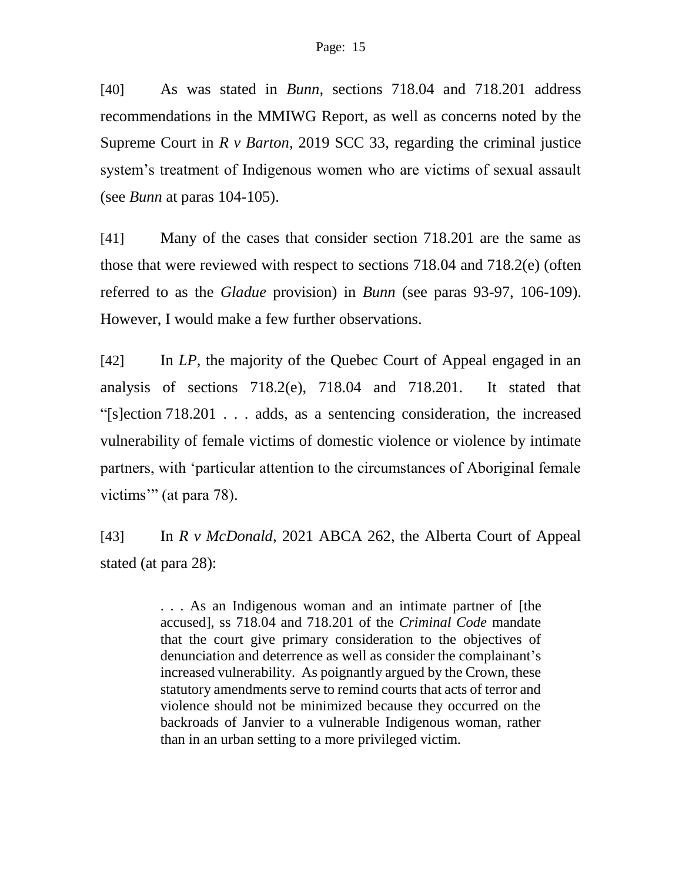[40] As was stated in *Bunn*, sections 718.04 and 718.201 address recommendations in the MMIWG Report, as well as concerns noted by the Supreme Court in *R v Barton*, 2019 SCC 33, regarding the criminal justice system's treatment of Indigenous women who are victims of sexual assault (see *Bunn* at paras 104-105).

[41] Many of the cases that consider section 718.201 are the same as those that were reviewed with respect to sections 718.04 and 718.2(e) (often referred to as the *Gladue* provision) in *Bunn* (see paras 93-97, 106-109). However, I would make a few further observations.

[42] In *LP*, the majority of the Quebec Court of Appeal engaged in an analysis of sections 718.2(e), 718.04 and 718.201. It stated that "[s]ection 718.201 . . . adds, as a sentencing consideration, the increased vulnerability of female victims of domestic violence or violence by intimate partners, with 'particular attention to the circumstances of Aboriginal female victims'" (at para 78).

[43] In *R v McDonald*, 2021 ABCA 262, the Alberta Court of Appeal stated (at para 28):

> . . . As an Indigenous woman and an intimate partner of [the accused], ss 718.04 and 718.201 of the *Criminal Code* mandate that the court give primary consideration to the objectives of denunciation and deterrence as well as consider the complainant's increased vulnerability. As poignantly argued by the Crown, these statutory amendments serve to remind courts that acts of terror and violence should not be minimized because they occurred on the backroads of Janvier to a vulnerable Indigenous woman, rather than in an urban setting to a more privileged victim.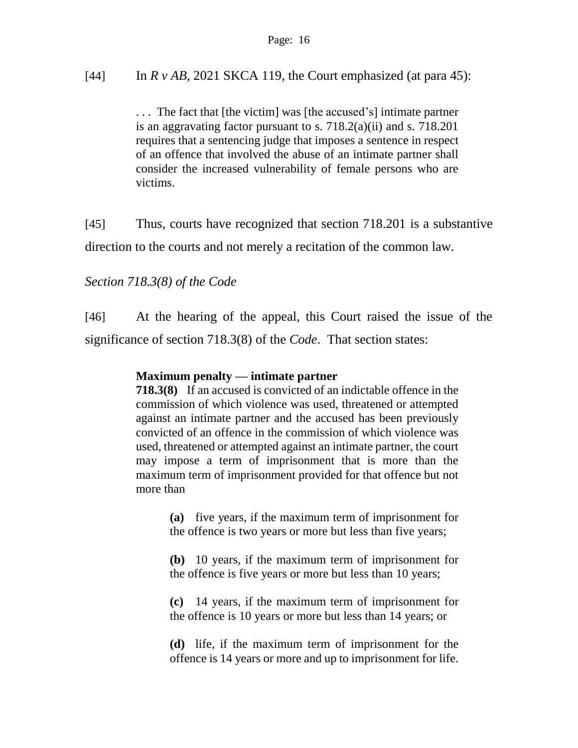[44] In *R v AB*, 2021 SKCA 119, the Court emphasized (at para 45):

> . . . The fact that [the victim] was [the accused's] intimate partner is an aggravating factor pursuant to s. 718.2(a)(ii) and s. 718.201 requires that a sentencing judge that imposes a sentence in respect of an offence that involved the abuse of an intimate partner shall consider the increased vulnerability of female persons who are victims.

[45] Thus, courts have recognized that section 718.201 is a substantive direction to the courts and not merely a recitation of the common law.

*Section 718.3(8) of the Code*

[46] At the hearing of the appeal, this Court raised the issue of the significance of section 718.3(8) of the *Code*. That section states:

> **Maximum penalty — intimate partner**
> **718.3(8)** If an accused is convicted of an indictable offence in the commission of which violence was used, threatened or attempted against an intimate partner and the accused has been previously convicted of an offence in the commission of which violence was used, threatened or attempted against an intimate partner, the court may impose a term of imprisonment that is more than the maximum term of imprisonment provided for that offence but not more than
>
> > **(a)** five years, if the maximum term of imprisonment for the offence is two years or more but less than five years;
> >
> > **(b)** 10 years, if the maximum term of imprisonment for the offence is five years or more but less than 10 years;
> >
> > **(c)** 14 years, if the maximum term of imprisonment for the offence is 10 years or more but less than 14 years; or
> >
> > **(d)** life, if the maximum term of imprisonment for the offence is 14 years or more and up to imprisonment for life.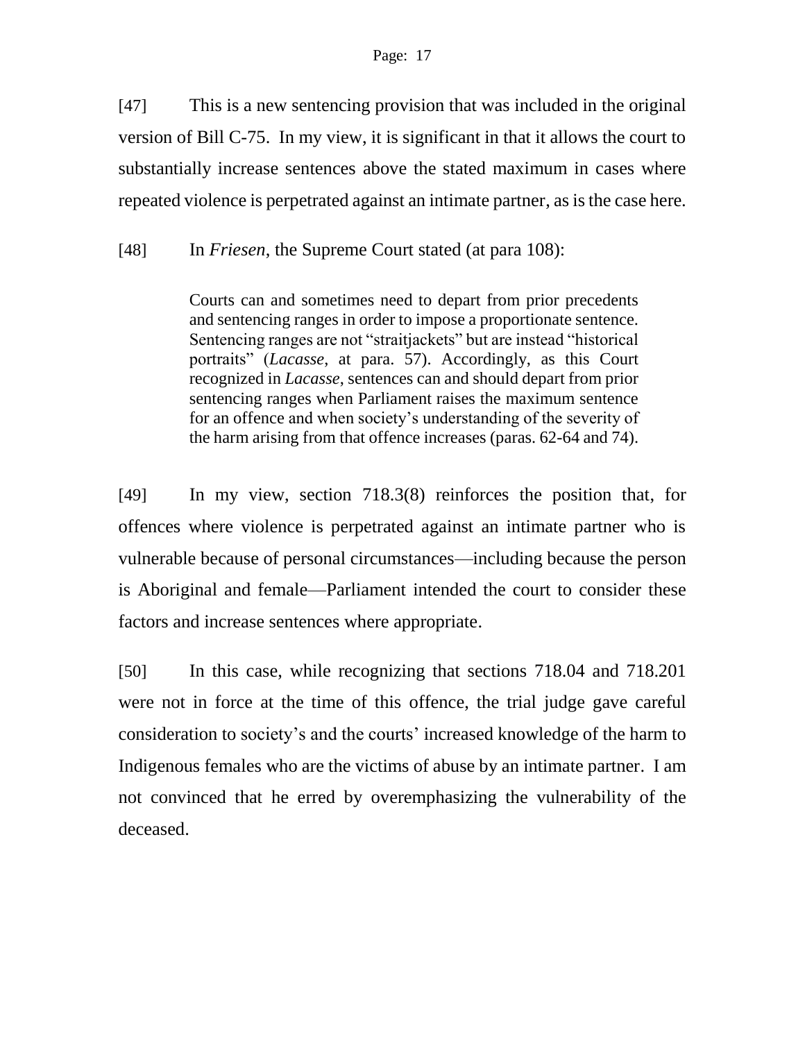[47] This is a new sentencing provision that was included in the original version of Bill C-75. In my view, it is significant in that it allows the court to substantially increase sentences above the stated maximum in cases where repeated violence is perpetrated against an intimate partner, as is the case here.

[48] In *Friesen*, the Supreme Court stated (at para 108):

> Courts can and sometimes need to depart from prior precedents and sentencing ranges in order to impose a proportionate sentence. Sentencing ranges are not "straitjackets" but are instead "historical portraits" (*Lacasse*, at para. 57). Accordingly, as this Court recognized in *Lacasse*, sentences can and should depart from prior sentencing ranges when Parliament raises the maximum sentence for an offence and when society's understanding of the severity of the harm arising from that offence increases (paras. 62-64 and 74).

[49] In my view, section 718.3(8) reinforces the position that, for offences where violence is perpetrated against an intimate partner who is vulnerable because of personal circumstances—including because the person is Aboriginal and female—Parliament intended the court to consider these factors and increase sentences where appropriate.

[50] In this case, while recognizing that sections 718.04 and 718.201 were not in force at the time of this offence, the trial judge gave careful consideration to society's and the courts' increased knowledge of the harm to Indigenous females who are the victims of abuse by an intimate partner. I am not convinced that he erred by overemphasizing the vulnerability of the deceased.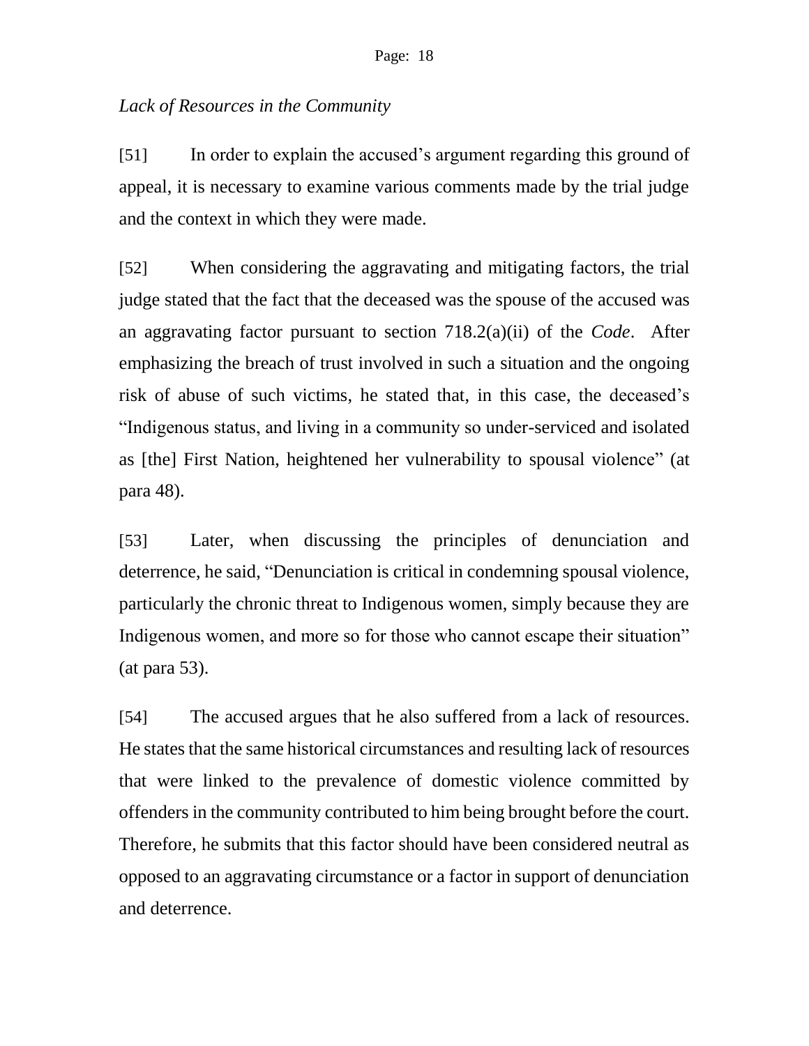*Lack of Resources in the Community*

[51] In order to explain the accused's argument regarding this ground of appeal, it is necessary to examine various comments made by the trial judge and the context in which they were made.

[52] When considering the aggravating and mitigating factors, the trial judge stated that the fact that the deceased was the spouse of the accused was an aggravating factor pursuant to section 718.2(a)(ii) of the *Code*. After emphasizing the breach of trust involved in such a situation and the ongoing risk of abuse of such victims, he stated that, in this case, the deceased's "Indigenous status, and living in a community so under-serviced and isolated as [the] First Nation, heightened her vulnerability to spousal violence" (at para 48).

[53] Later, when discussing the principles of denunciation and deterrence, he said, "Denunciation is critical in condemning spousal violence, particularly the chronic threat to Indigenous women, simply because they are Indigenous women, and more so for those who cannot escape their situation" (at para 53).

[54] The accused argues that he also suffered from a lack of resources. He states that the same historical circumstances and resulting lack of resources that were linked to the prevalence of domestic violence committed by offenders in the community contributed to him being brought before the court. Therefore, he submits that this factor should have been considered neutral as opposed to an aggravating circumstance or a factor in support of denunciation and deterrence.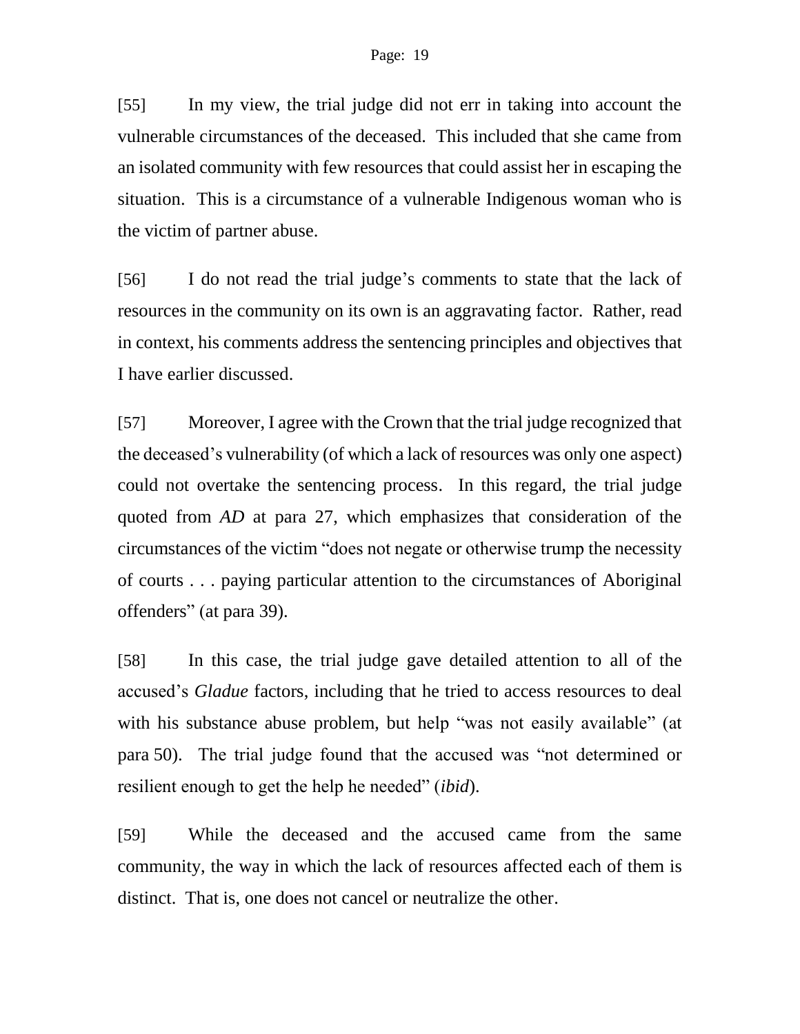[55] In my view, the trial judge did not err in taking into account the vulnerable circumstances of the deceased. This included that she came from an isolated community with few resources that could assist her in escaping the situation. This is a circumstance of a vulnerable Indigenous woman who is the victim of partner abuse.

[56] I do not read the trial judge's comments to state that the lack of resources in the community on its own is an aggravating factor. Rather, read in context, his comments address the sentencing principles and objectives that I have earlier discussed.

[57] Moreover, I agree with the Crown that the trial judge recognized that the deceased's vulnerability (of which a lack of resources was only one aspect) could not overtake the sentencing process. In this regard, the trial judge quoted from *AD* at para 27, which emphasizes that consideration of the circumstances of the victim "does not negate or otherwise trump the necessity of courts . . . paying particular attention to the circumstances of Aboriginal offenders" (at para 39).

[58] In this case, the trial judge gave detailed attention to all of the accused's *Gladue* factors, including that he tried to access resources to deal with his substance abuse problem, but help "was not easily available" (at para 50). The trial judge found that the accused was "not determined or resilient enough to get the help he needed" (*ibid*).

[59] While the deceased and the accused came from the same community, the way in which the lack of resources affected each of them is distinct. That is, one does not cancel or neutralize the other.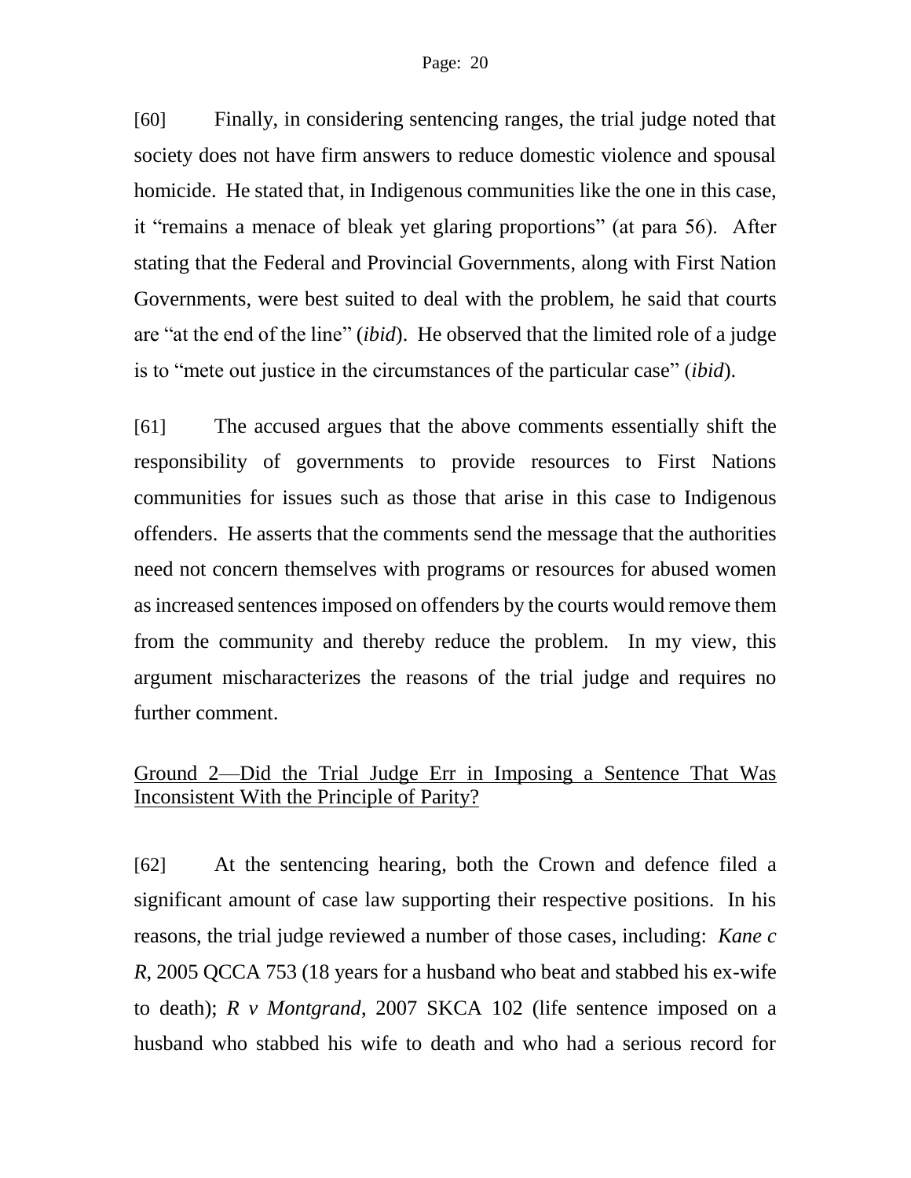[60] Finally, in considering sentencing ranges, the trial judge noted that society does not have firm answers to reduce domestic violence and spousal homicide. He stated that, in Indigenous communities like the one in this case, it "remains a menace of bleak yet glaring proportions" (at para 56). After stating that the Federal and Provincial Governments, along with First Nation Governments, were best suited to deal with the problem, he said that courts are "at the end of the line" (*ibid*). He observed that the limited role of a judge is to "mete out justice in the circumstances of the particular case" (*ibid*).

[61] The accused argues that the above comments essentially shift the responsibility of governments to provide resources to First Nations communities for issues such as those that arise in this case to Indigenous offenders. He asserts that the comments send the message that the authorities need not concern themselves with programs or resources for abused women as increased sentences imposed on offenders by the courts would remove them from the community and thereby reduce the problem. In my view, this argument mischaracterizes the reasons of the trial judge and requires no further comment.

<u>Ground 2—Did the Trial Judge Err in Imposing a Sentence That Was Inconsistent With the Principle of Parity?</u>

[62] At the sentencing hearing, both the Crown and defence filed a significant amount of case law supporting their respective positions. In his reasons, the trial judge reviewed a number of those cases, including: *Kane c R*, 2005 QCCA 753 (18 years for a husband who beat and stabbed his ex-wife to death); *R v Montgrand*, 2007 SKCA 102 (life sentence imposed on a husband who stabbed his wife to death and who had a serious record for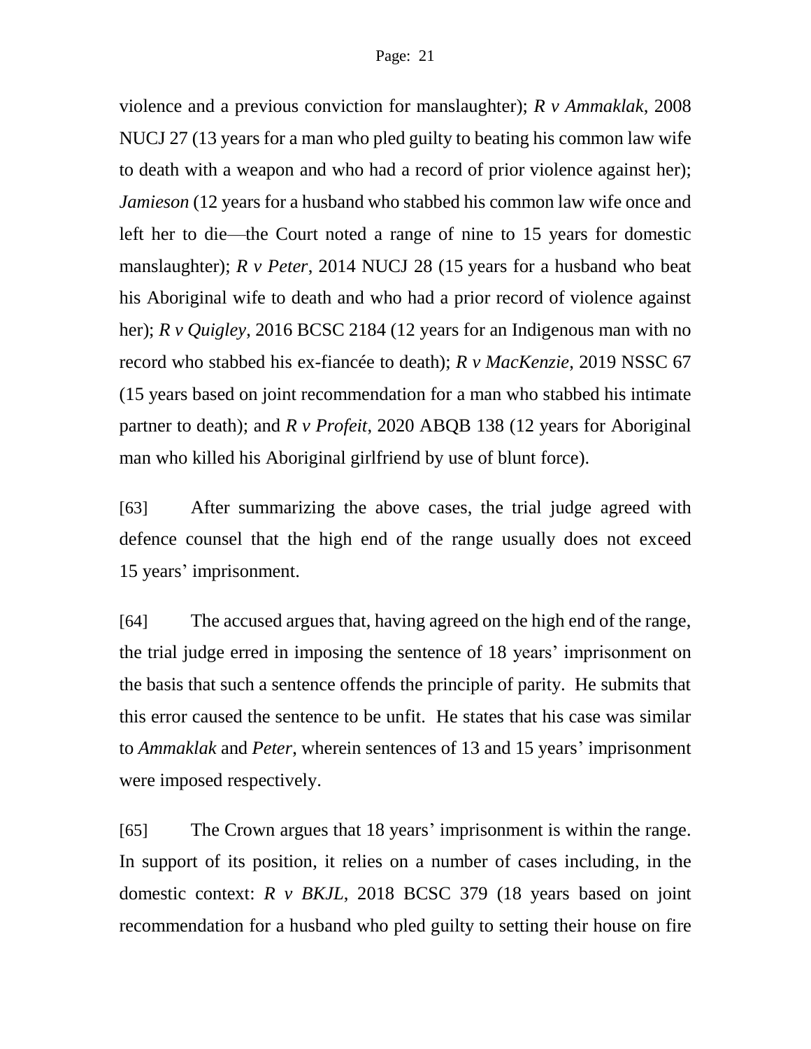violence and a previous conviction for manslaughter); *R v Ammaklak*, 2008 NUCJ 27 (13 years for a man who pled guilty to beating his common law wife to death with a weapon and who had a record of prior violence against her); *Jamieson* (12 years for a husband who stabbed his common law wife once and left her to die—the Court noted a range of nine to 15 years for domestic manslaughter); *R v Peter*, 2014 NUCJ 28 (15 years for a husband who beat his Aboriginal wife to death and who had a prior record of violence against her); *R v Quigley*, 2016 BCSC 2184 (12 years for an Indigenous man with no record who stabbed his ex-fiancée to death); *R v MacKenzie*, 2019 NSSC 67 (15 years based on joint recommendation for a man who stabbed his intimate partner to death); and *R v Profeit*, 2020 ABQB 138 (12 years for Aboriginal man who killed his Aboriginal girlfriend by use of blunt force).

[63] After summarizing the above cases, the trial judge agreed with defence counsel that the high end of the range usually does not exceed 15 years' imprisonment.

[64] The accused argues that, having agreed on the high end of the range, the trial judge erred in imposing the sentence of 18 years' imprisonment on the basis that such a sentence offends the principle of parity. He submits that this error caused the sentence to be unfit. He states that his case was similar to *Ammaklak* and *Peter*, wherein sentences of 13 and 15 years' imprisonment were imposed respectively.

[65] The Crown argues that 18 years' imprisonment is within the range. In support of its position, it relies on a number of cases including, in the domestic context: *R v BKJL*, 2018 BCSC 379 (18 years based on joint recommendation for a husband who pled guilty to setting their house on fire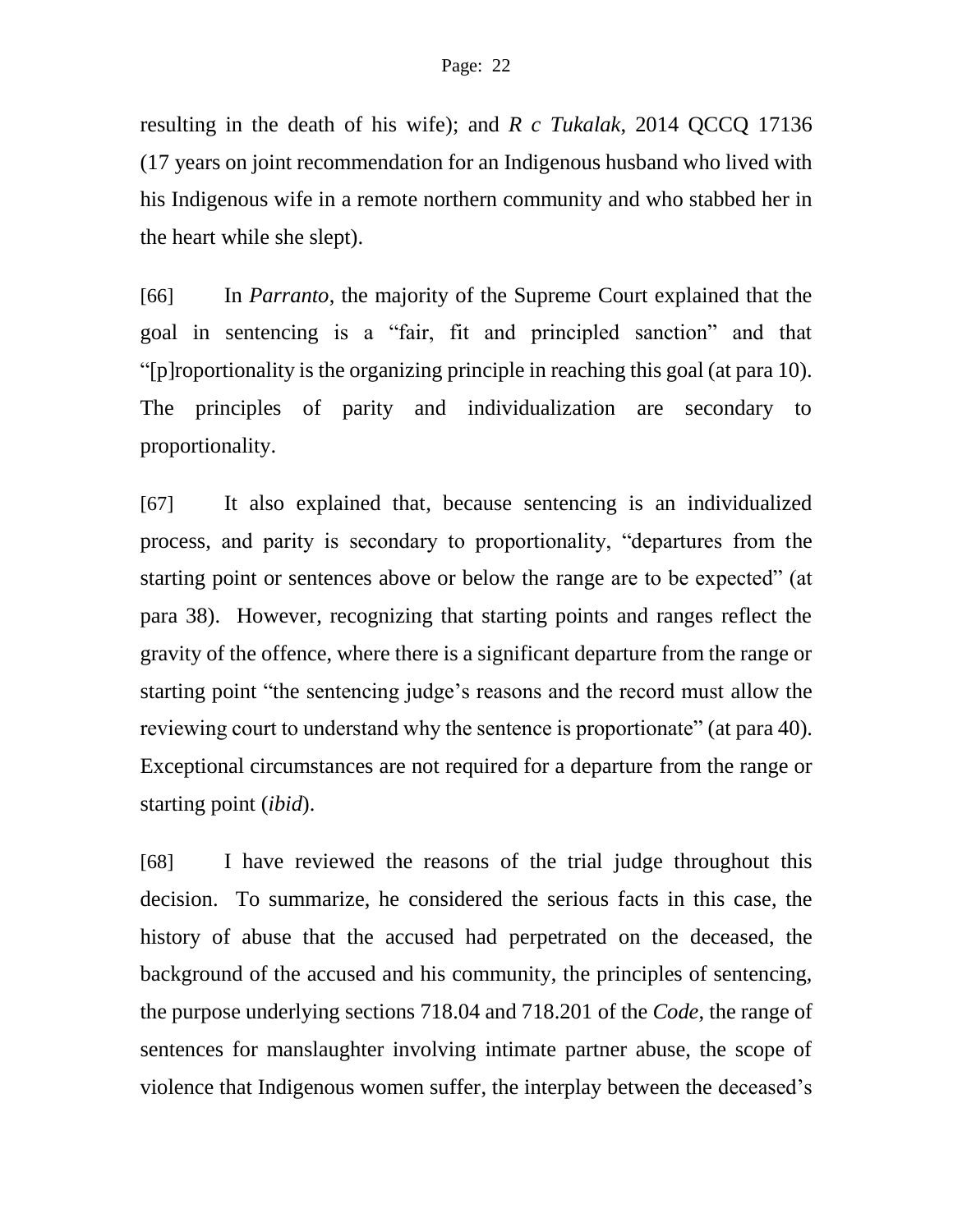resulting in the death of his wife); and *R c Tukalak*, 2014 QCCQ 17136 (17 years on joint recommendation for an Indigenous husband who lived with his Indigenous wife in a remote northern community and who stabbed her in the heart while she slept).

[66] In *Parranto*, the majority of the Supreme Court explained that the goal in sentencing is a "fair, fit and principled sanction" and that "[p]roportionality is the organizing principle in reaching this goal (at para 10). The principles of parity and individualization are secondary to proportionality.

[67] It also explained that, because sentencing is an individualized process, and parity is secondary to proportionality, "departures from the starting point or sentences above or below the range are to be expected" (at para 38). However, recognizing that starting points and ranges reflect the gravity of the offence, where there is a significant departure from the range or starting point "the sentencing judge's reasons and the record must allow the reviewing court to understand why the sentence is proportionate" (at para 40). Exceptional circumstances are not required for a departure from the range or starting point (*ibid*).

[68] I have reviewed the reasons of the trial judge throughout this decision. To summarize, he considered the serious facts in this case, the history of abuse that the accused had perpetrated on the deceased, the background of the accused and his community, the principles of sentencing, the purpose underlying sections 718.04 and 718.201 of the *Code*, the range of sentences for manslaughter involving intimate partner abuse, the scope of violence that Indigenous women suffer, the interplay between the deceased's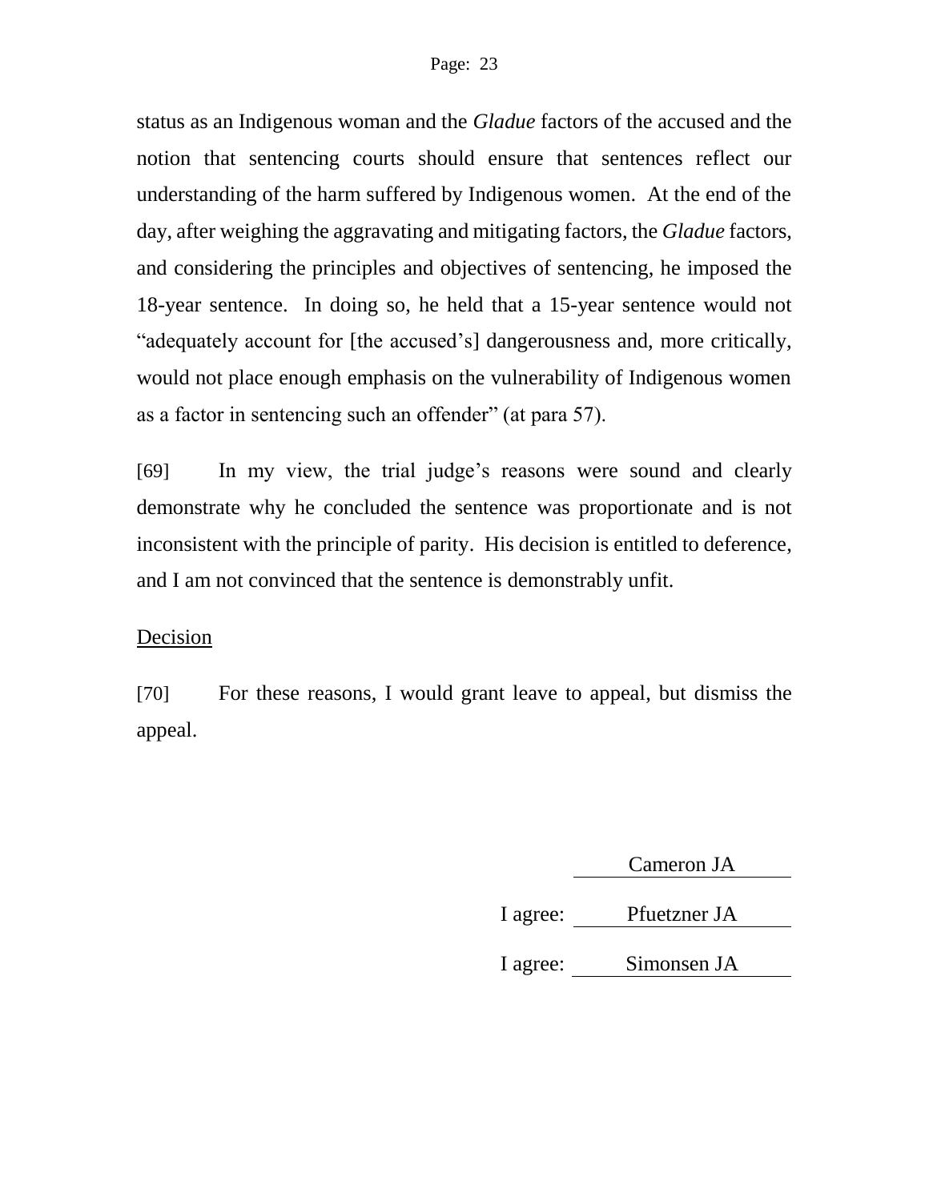status as an Indigenous woman and the *Gladue* factors of the accused and the notion that sentencing courts should ensure that sentences reflect our understanding of the harm suffered by Indigenous women. At the end of the day, after weighing the aggravating and mitigating factors, the *Gladue* factors, and considering the principles and objectives of sentencing, he imposed the 18-year sentence. In doing so, he held that a 15-year sentence would not "adequately account for [the accused's] dangerousness and, more critically, would not place enough emphasis on the vulnerability of Indigenous women as a factor in sentencing such an offender" (at para 57).

[69] In my view, the trial judge's reasons were sound and clearly demonstrate why he concluded the sentence was proportionate and is not inconsistent with the principle of parity. His decision is entitled to deference, and I am not convinced that the sentence is demonstrably unfit.

Decision

[70] For these reasons, I would grant leave to appeal, but dismiss the appeal.

Cameron JA

I agree: Pfuetzner JA

I agree: Simonsen JA